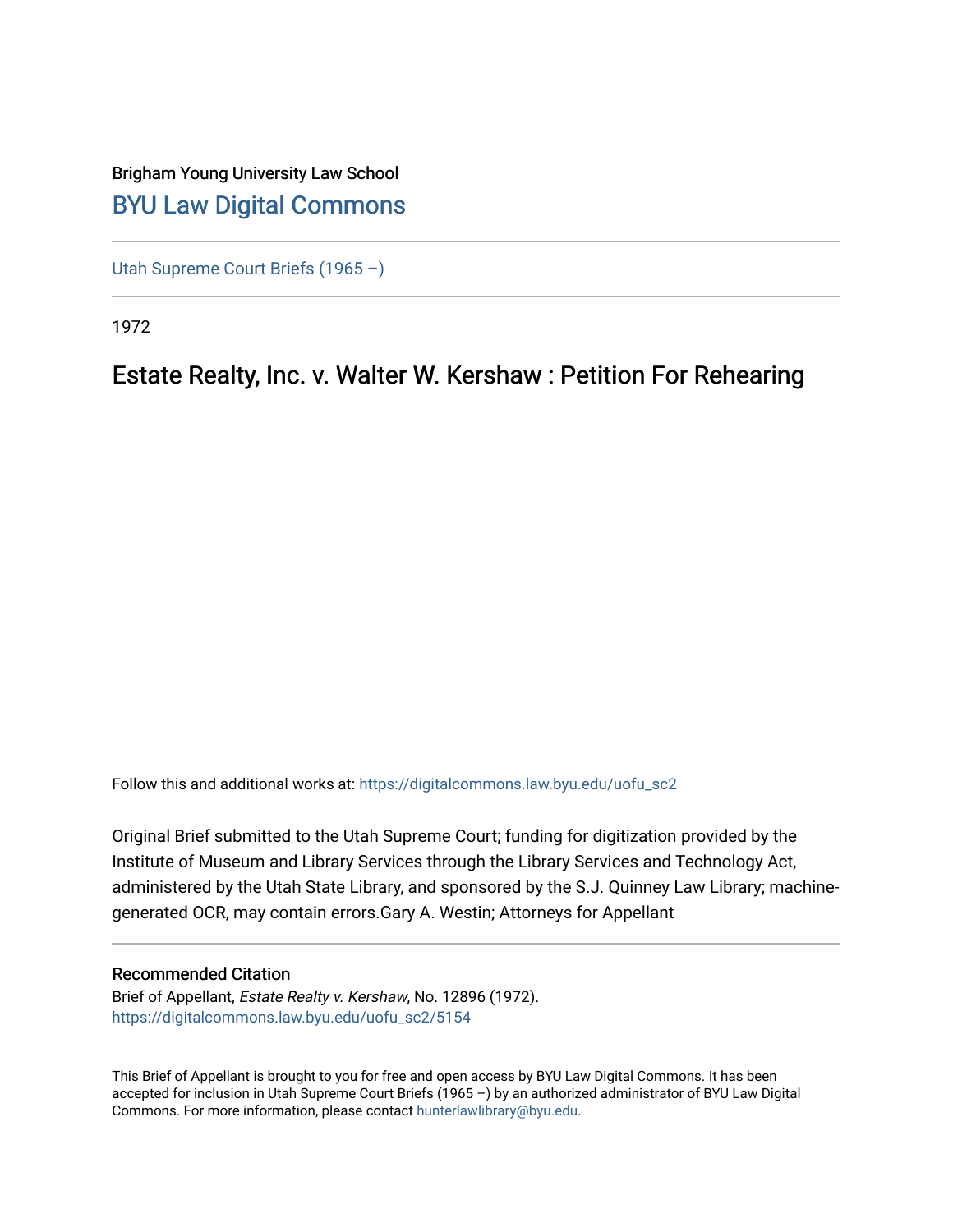Brigham Young University Law School

# BYU Law Digital Commons

Utah Supreme Court Briefs (1965 –)

1972

## Estate Realty, Inc. v. Walter W. Kershaw : Petition For Rehearing

Follow this and additional works at: https://digitalcommons.law.byu.edu/uofu_sc2

Original Brief submitted to the Utah Supreme Court; funding for digitization provided by the Institute of Museum and Library Services through the Library Services and Technology Act, administered by the Utah State Library, and sponsored by the S.J. Quinney Law Library; machine-generated OCR, may contain errors.Gary A. Westin; Attorneys for Appellant

### Recommended Citation

Brief of Appellant, *Estate Realty v. Kershaw*, No. 12896 (1972).
https://digitalcommons.law.byu.edu/uofu_sc2/5154

This Brief of Appellant is brought to you for free and open access by BYU Law Digital Commons. It has been accepted for inclusion in Utah Supreme Court Briefs (1965 –) by an authorized administrator of BYU Law Digital Commons. For more information, please contact hunterlawlibrary@byu.edu.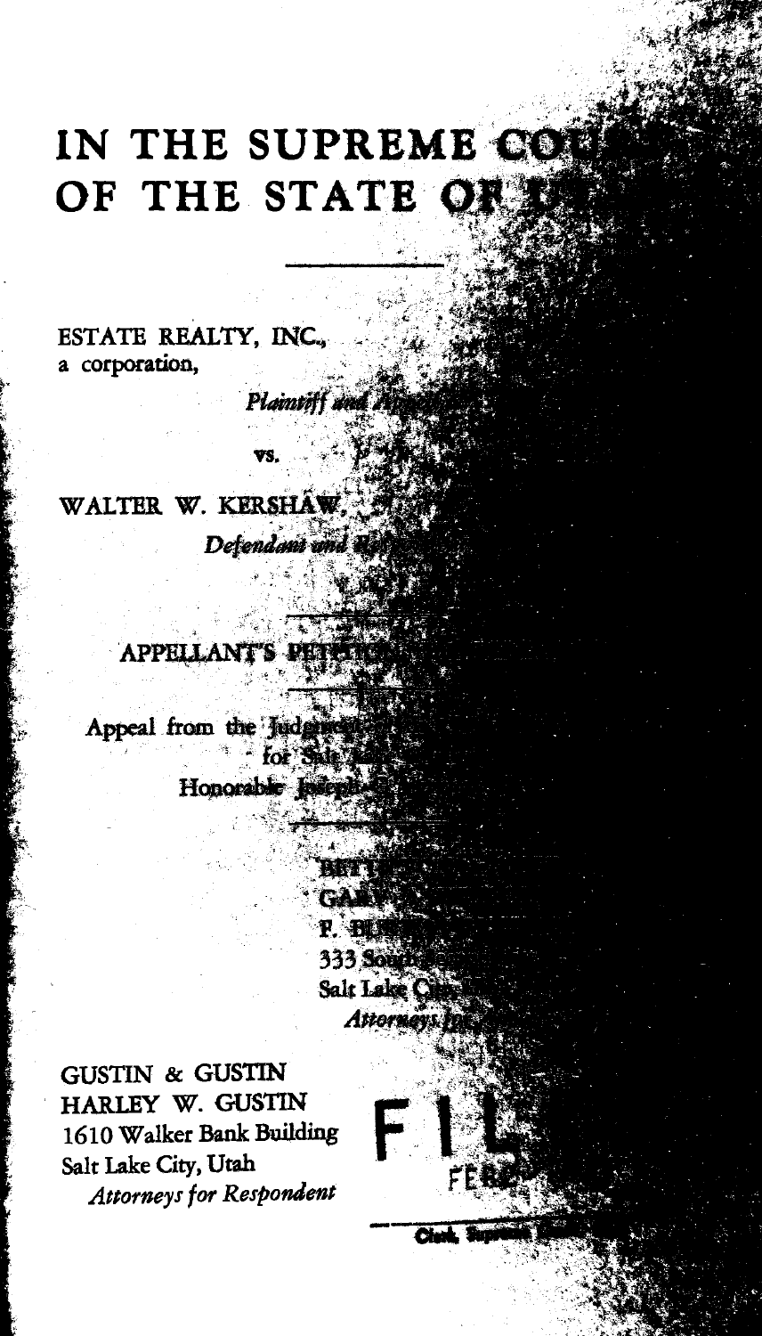# IN THE SUPREME CO
# OF THE STATE OF

ESTATE REALTY, INC.,
a corporation,

*Plaintiff and App*

vs.

WALTER W. KERSHAW,

*Defendant and R*

APPELLANT'S PET

Appeal from the Judgme
for Salt
Honorable Joseph

BET
GA
F. BU
333 Sou
Salt Lake C
*Attorneys fo*

GUSTIN & GUSTIN
HARLEY W. GUSTIN
1610 Walker Bank Building
Salt Lake City, Utah
*Attorneys for Respondent*

FIL
FEB

Clerk, Supreme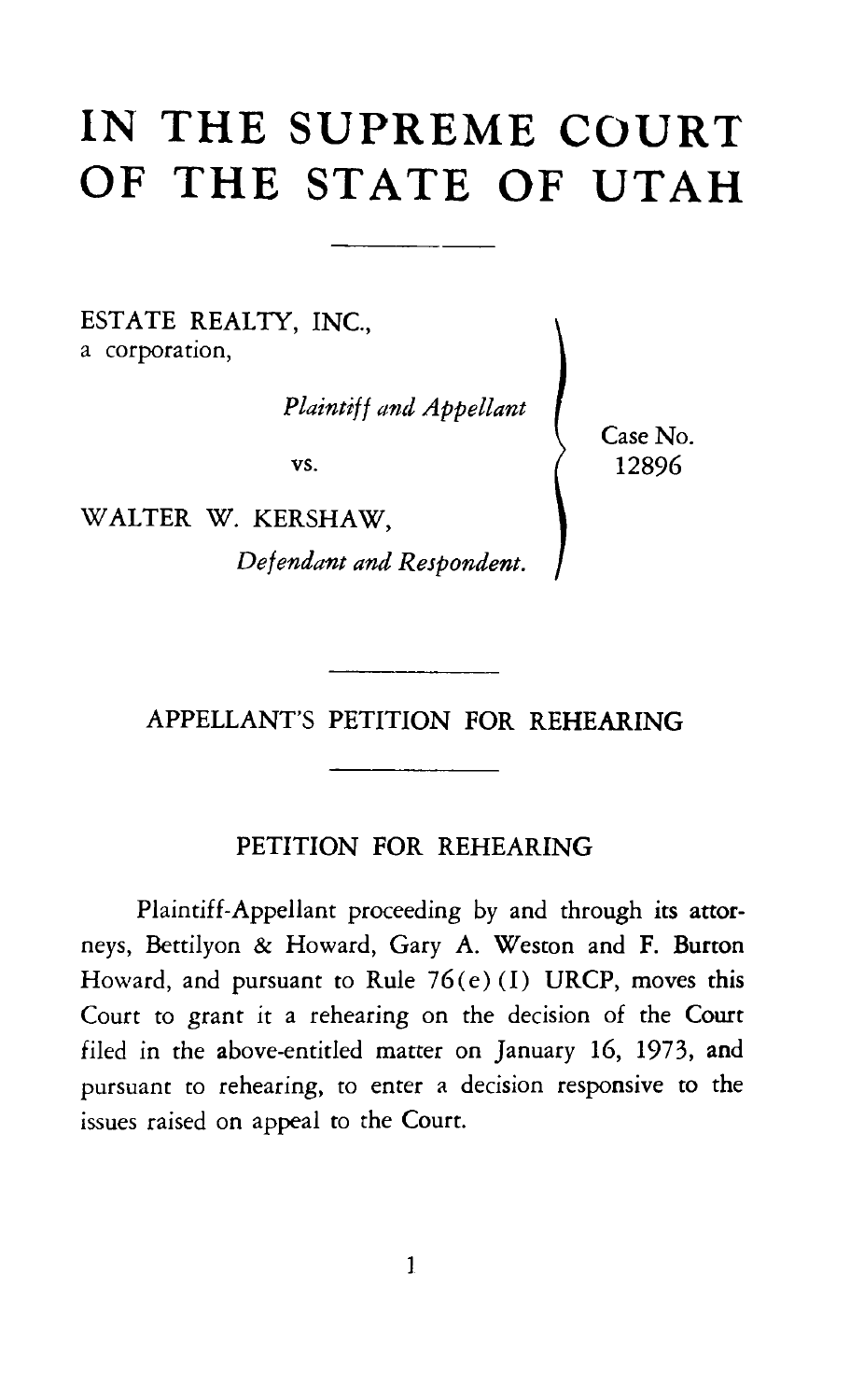# IN THE SUPREME COURT OF THE STATE OF UTAH

ESTATE REALTY, INC.,
a corporation,

*Plaintiff and Appellant*

vs.

WALTER W. KERSHAW,

*Defendant and Respondent.*

Case No. 12896

## APPELLANT'S PETITION FOR REHEARING

### PETITION FOR REHEARING

Plaintiff-Appellant proceeding by and through its attorneys, Bettilyon & Howard, Gary A. Weston and F. Burton Howard, and pursuant to Rule 76(e)(I) URCP, moves this Court to grant it a rehearing on the decision of the Court filed in the above-entitled matter on January 16, 1973, and pursuant to rehearing, to enter a decision responsive to the issues raised on appeal to the Court.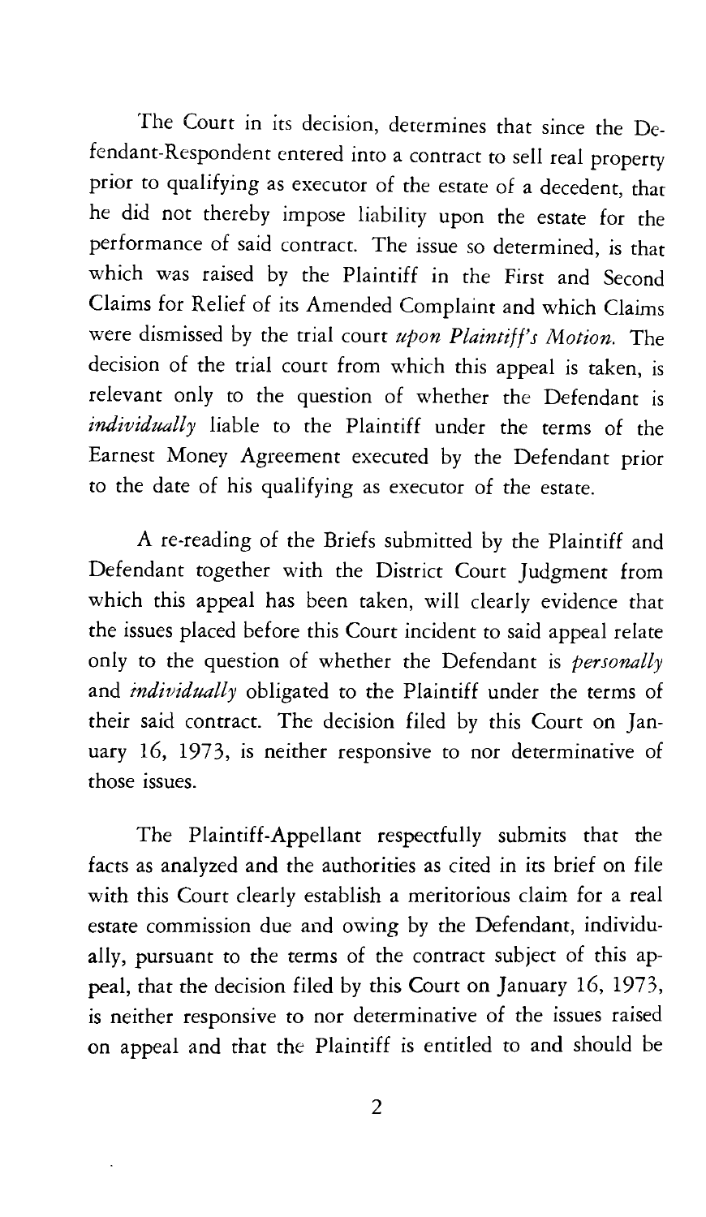The Court in its decision, determines that since the Defendant-Respondent entered into a contract to sell real property prior to qualifying as executor of the estate of a decedent, that he did not thereby impose liability upon the estate for the performance of said contract. The issue so determined, is that which was raised by the Plaintiff in the First and Second Claims for Relief of its Amended Complaint and which Claims were dismissed by the trial court *upon Plaintiff's Motion.* The decision of the trial court from which this appeal is taken, is relevant only to the question of whether the Defendant is *individually* liable to the Plaintiff under the terms of the Earnest Money Agreement executed by the Defendant prior to the date of his qualifying as executor of the estate.

A re-reading of the Briefs submitted by the Plaintiff and Defendant together with the District Court Judgment from which this appeal has been taken, will clearly evidence that the issues placed before this Court incident to said appeal relate only to the question of whether the Defendant is *personally* and *individually* obligated to the Plaintiff under the terms of their said contract. The decision filed by this Court on January 16, 1973, is neither responsive to nor determinative of those issues.

The Plaintiff-Appellant respectfully submits that the facts as analyzed and the authorities as cited in its brief on file with this Court clearly establish a meritorious claim for a real estate commission due and owing by the Defendant, individually, pursuant to the terms of the contract subject of this appeal, that the decision filed by this Court on January 16, 1973, is neither responsive to nor determinative of the issues raised on appeal and that the Plaintiff is entitled to and should be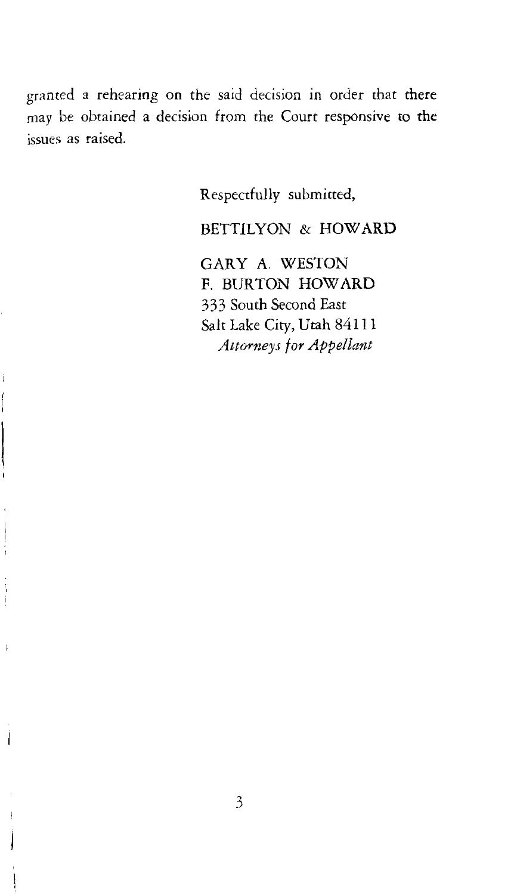granted a rehearing on the said decision in order that there may be obtained a decision from the Court responsive to the issues as raised.

Respectfully submitted,

BETTILYON & HOWARD

GARY A. WESTON
F. BURTON HOWARD
333 South Second East
Salt Lake City, Utah 84111
*Attorneys for Appellant*